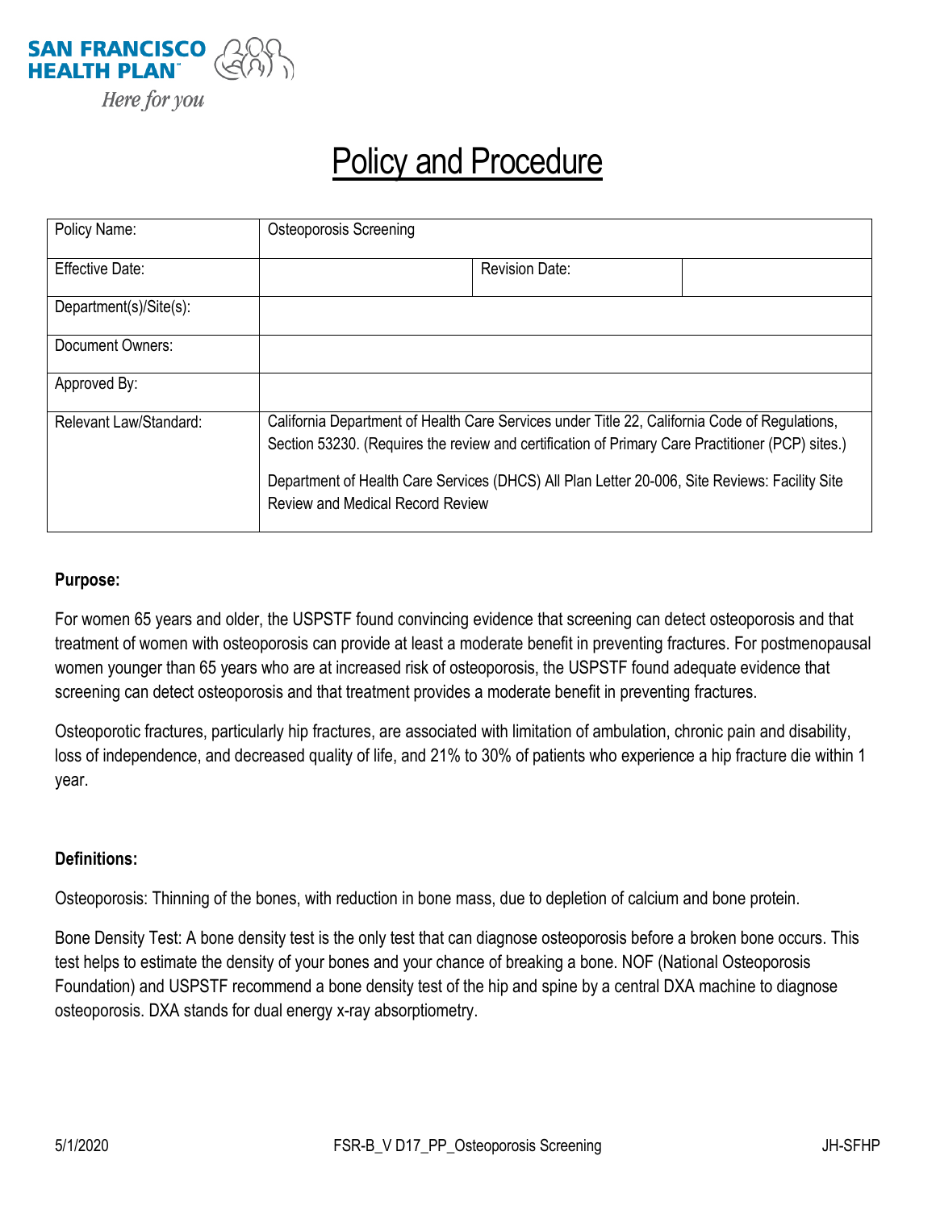SAN FRANCISCO HEALTH PLAN

*Here for you*

# Policy and Procedure

| | | | |
|---|---|---|---|
| Policy Name: | Osteoporosis Screening | | |
| Effective Date: | | Revision Date: | |
| Department(s)/Site(s): | | | |
| Document Owners: | | | |
| Approved By: | | | |
| Relevant Law/Standard: | California Department of Health Care Services under Title 22, California Code of Regulations, Section 53230. (Requires the review and certification of Primary Care Practitioner (PCP) sites.)<br><br>Department of Health Care Services (DHCS) All Plan Letter 20-006, Site Reviews: Facility Site Review and Medical Record Review | | |

**Purpose:**

For women 65 years and older, the USPSTF found convincing evidence that screening can detect osteoporosis and that treatment of women with osteoporosis can provide at least a moderate benefit in preventing fractures. For postmenopausal women younger than 65 years who are at increased risk of osteoporosis, the USPSTF found adequate evidence that screening can detect osteoporosis and that treatment provides a moderate benefit in preventing fractures.

Osteoporotic fractures, particularly hip fractures, are associated with limitation of ambulation, chronic pain and disability, loss of independence, and decreased quality of life, and 21% to 30% of patients who experience a hip fracture die within 1 year.

**Definitions:**

Osteoporosis: Thinning of the bones, with reduction in bone mass, due to depletion of calcium and bone protein.

Bone Density Test: A bone density test is the only test that can diagnose osteoporosis before a broken bone occurs. This test helps to estimate the density of your bones and your chance of breaking a bone. NOF (National Osteoporosis Foundation) and USPSTF recommend a bone density test of the hip and spine by a central DXA machine to diagnose osteoporosis. DXA stands for dual energy x-ray absorptiometry.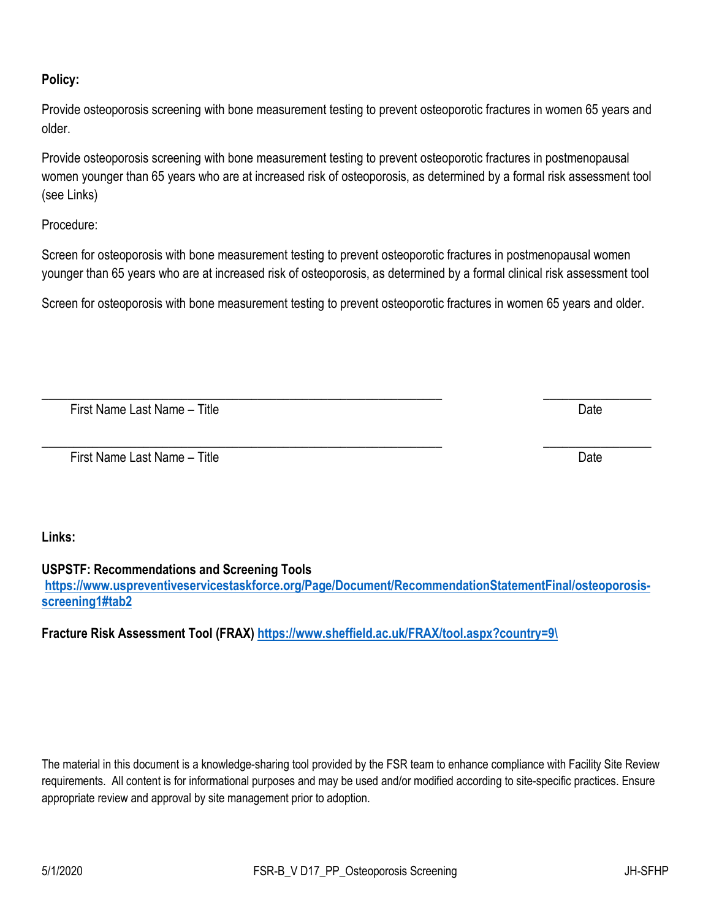**Policy:**

Provide osteoporosis screening with bone measurement testing to prevent osteoporotic fractures in women 65 years and older.

Provide osteoporosis screening with bone measurement testing to prevent osteoporotic fractures in postmenopausal women younger than 65 years who are at increased risk of osteoporosis, as determined by a formal risk assessment tool (see Links)

Procedure:

Screen for osteoporosis with bone measurement testing to prevent osteoporotic fractures in postmenopausal women younger than 65 years who are at increased risk of osteoporosis, as determined by a formal clinical risk assessment tool

Screen for osteoporosis with bone measurement testing to prevent osteoporotic fractures in women 65 years and older.

_______________________________________________________________ _________________

First Name Last Name – Title Date

_______________________________________________________________ _________________

First Name Last Name – Title Date

**Links:**

**USPSTF: Recommendations and Screening Tools**
**https://www.uspreventiveservicestaskforce.org/Page/Document/RecommendationStatementFinal/osteoporosis-screening1#tab2**

**Fracture Risk Assessment Tool (FRAX) https://www.sheffield.ac.uk/FRAX/tool.aspx?country=9\**

The material in this document is a knowledge-sharing tool provided by the FSR team to enhance compliance with Facility Site Review requirements. All content is for informational purposes and may be used and/or modified according to site-specific practices. Ensure appropriate review and approval by site management prior to adoption.